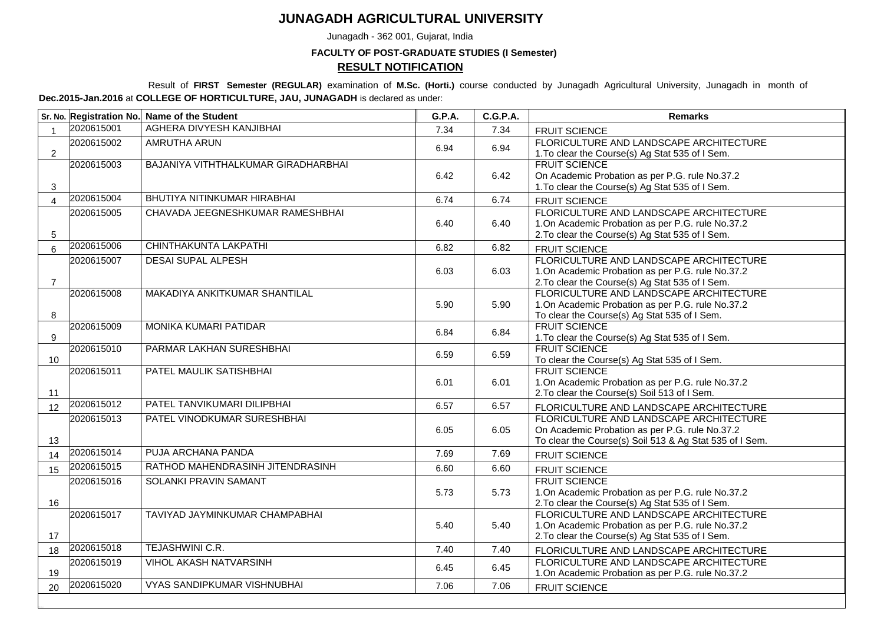# JUNAGADH AGRICULTURAL UNIVERSITY

Junagadh - 362 001, Gujarat, India

**FACULTY OF POST-GRADUATE STUDIES (I Semester)**

## RESULT NOTIFICATION

Result of **FIRST Semester (REGULAR)** examination of **M.Sc. (Horti.)** course conducted by Junagadh Agricultural University, Junagadh in month of **Dec.2015-Jan.2016** at **COLLEGE OF HORTICULTURE, JAU, JUNAGADH** is declared as under:

| Sr. No. | Registration No. | Name of the Student | G.P.A. | C.G.P.A. | Remarks |
|---|---|---|---|---|---|
| 1 | 2020615001 | AGHERA DIVYESH KANJIBHAI | 7.34 | 7.34 | FRUIT SCIENCE |
| 2 | 2020615002 | AMRUTHA ARUN | 6.94 | 6.94 | FLORICULTURE AND LANDSCAPE ARCHITECTURE<br>1.To clear the Course(s) Ag Stat 535 of I Sem. |
| 3 | 2020615003 | BAJANIYA VITHTHALKUMAR GIRADHARBHAI | 6.42 | 6.42 | FRUIT SCIENCE<br>On Academic Probation as per P.G. rule No.37.2<br>1.To clear the Course(s) Ag Stat 535 of I Sem. |
| 4 | 2020615004 | BHUTIYA NITINKUMAR HIRABHAI | 6.74 | 6.74 | FRUIT SCIENCE |
| 5 | 2020615005 | CHAVADA JEEGNESHKUMAR RAMESHBHAI | 6.40 | 6.40 | FLORICULTURE AND LANDSCAPE ARCHITECTURE<br>1.On Academic Probation as per P.G. rule No.37.2<br>2.To clear the Course(s) Ag Stat 535 of I Sem. |
| 6 | 2020615006 | CHINTHAKUNTA LAKPATHI | 6.82 | 6.82 | FRUIT SCIENCE |
| 7 | 2020615007 | DESAI SUPAL ALPESH | 6.03 | 6.03 | FLORICULTURE AND LANDSCAPE ARCHITECTURE<br>1.On Academic Probation as per P.G. rule No.37.2<br>2.To clear the Course(s) Ag Stat 535 of I Sem. |
| 8 | 2020615008 | MAKADIYA ANKITKUMAR SHANTILAL | 5.90 | 5.90 | FLORICULTURE AND LANDSCAPE ARCHITECTURE<br>1.On Academic Probation as per P.G. rule No.37.2<br>To clear the Course(s) Ag Stat 535 of I Sem. |
| 9 | 2020615009 | MONIKA KUMARI PATIDAR | 6.84 | 6.84 | FRUIT SCIENCE<br>1.To clear the Course(s) Ag Stat 535 of I Sem. |
| 10 | 2020615010 | PARMAR LAKHAN SURESHBHAI | 6.59 | 6.59 | FRUIT SCIENCE<br>To clear the Course(s) Ag Stat 535 of I Sem. |
| 11 | 2020615011 | PATEL MAULIK SATISHBHAI | 6.01 | 6.01 | FRUIT SCIENCE<br>1.On Academic Probation as per P.G. rule No.37.2<br>2.To clear the Course(s) Soil 513 of I Sem. |
| 12 | 2020615012 | PATEL TANVIKUMARI DILIPBHAI | 6.57 | 6.57 | FLORICULTURE AND LANDSCAPE ARCHITECTURE |
| 13 | 2020615013 | PATEL VINODKUMAR SURESHBHAI | 6.05 | 6.05 | FLORICULTURE AND LANDSCAPE ARCHITECTURE<br>On Academic Probation as per P.G. rule No.37.2<br>To clear the Course(s) Soil 513 & Ag Stat 535 of I Sem. |
| 14 | 2020615014 | PUJA ARCHANA PANDA | 7.69 | 7.69 | FRUIT SCIENCE |
| 15 | 2020615015 | RATHOD MAHENDRASINH JITENDRASINH | 6.60 | 6.60 | FRUIT SCIENCE |
| 16 | 2020615016 | SOLANKI PRAVIN SAMANT | 5.73 | 5.73 | FRUIT SCIENCE<br>1.On Academic Probation as per P.G. rule No.37.2<br>2.To clear the Course(s) Ag Stat 535 of I Sem. |
| 17 | 2020615017 | TAVIYAD JAYMINKUMAR CHAMPABHAI | 5.40 | 5.40 | FLORICULTURE AND LANDSCAPE ARCHITECTURE<br>1.On Academic Probation as per P.G. rule No.37.2<br>2.To clear the Course(s) Ag Stat 535 of I Sem. |
| 18 | 2020615018 | TEJASHWINI C.R. | 7.40 | 7.40 | FLORICULTURE AND LANDSCAPE ARCHITECTURE |
| 19 | 2020615019 | VIHOL AKASH NATVARSINH | 6.45 | 6.45 | FLORICULTURE AND LANDSCAPE ARCHITECTURE<br>1.On Academic Probation as per P.G. rule No.37.2 |
| 20 | 2020615020 | VYAS SANDIPKUMAR VISHNUBHAI | 7.06 | 7.06 | FRUIT SCIENCE |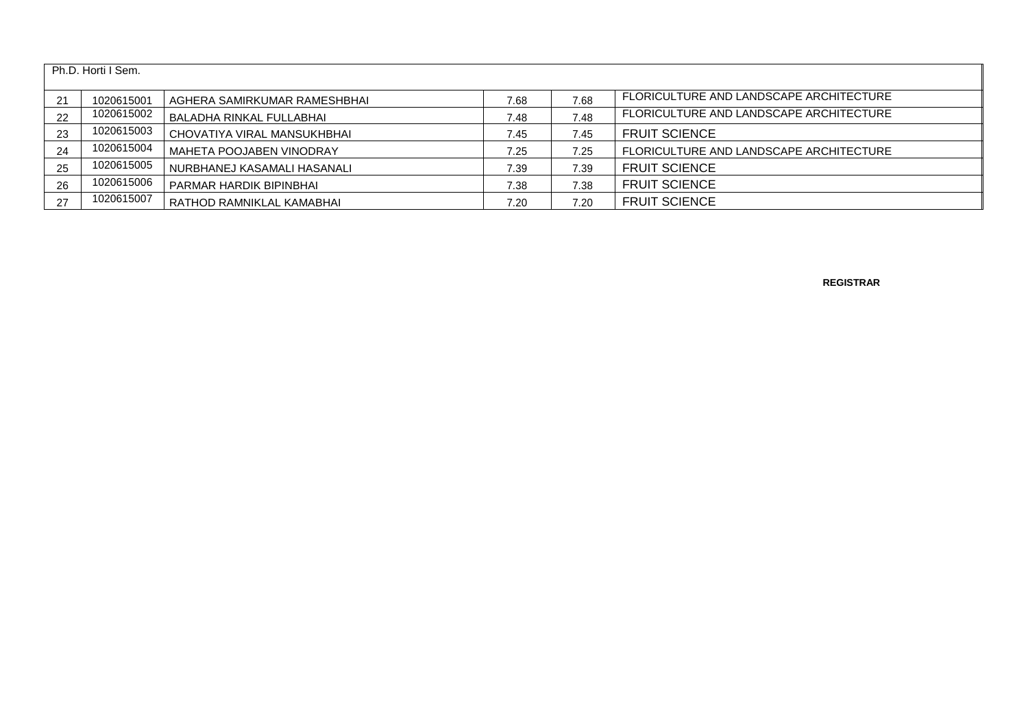Ph.D. Horti I Sem.

| | | | | | |
|---|---|---|---|---|---|
| 21 | 1020615001 | AGHERA SAMIRKUMAR RAMESHBHAI | 7.68 | 7.68 | FLORICULTURE AND LANDSCAPE ARCHITECTURE |
| 22 | 1020615002 | BALADHA RINKAL FULLABHAI | 7.48 | 7.48 | FLORICULTURE AND LANDSCAPE ARCHITECTURE |
| 23 | 1020615003 | CHOVATIYA VIRAL MANSUKHBHAI | 7.45 | 7.45 | FRUIT SCIENCE |
| 24 | 1020615004 | MAHETA POOJABEN VINODRAY | 7.25 | 7.25 | FLORICULTURE AND LANDSCAPE ARCHITECTURE |
| 25 | 1020615005 | NURBHANEJ KASAMALI HASANALI | 7.39 | 7.39 | FRUIT SCIENCE |
| 26 | 1020615006 | PARMAR HARDIK BIPINBHAI | 7.38 | 7.38 | FRUIT SCIENCE |
| 27 | 1020615007 | RATHOD RAMNIKLAL KAMABHAI | 7.20 | 7.20 | FRUIT SCIENCE |

**REGISTRAR**